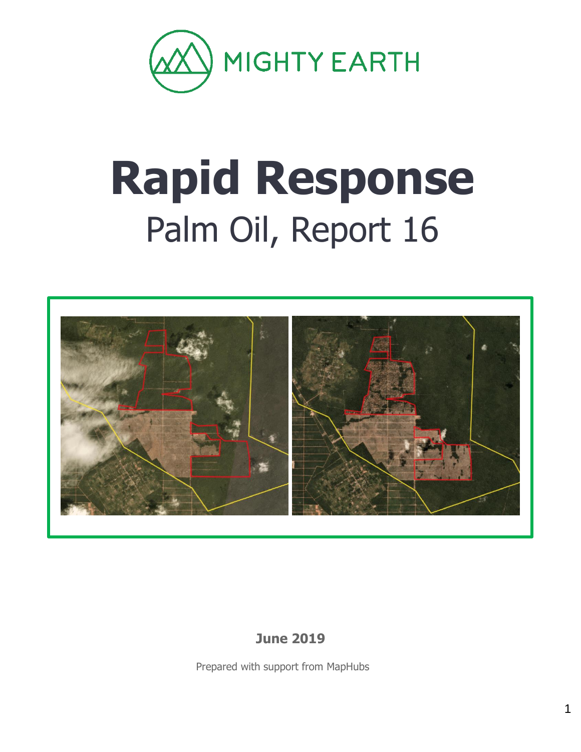MIGHTY EARTH

# Rapid Response

## Palm Oil, Report 16

**June 2019**

Prepared with support from MapHubs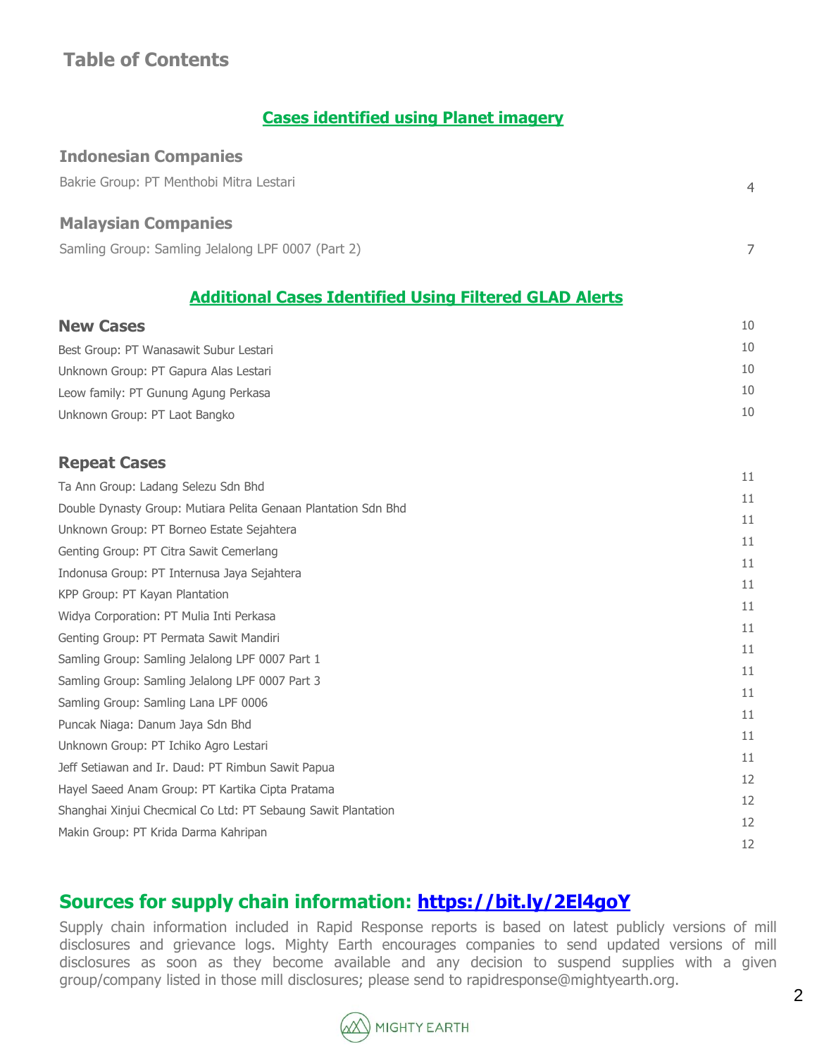## Table of Contents

### Cases identified using Planet imagery

#### Indonesian Companies

Bakrie Group: PT Menthobi Mitra Lestari ... 4

#### Malaysian Companies

Samling Group: Samling Jelalong LPF 0007 (Part 2) ... 7

### Additional Cases Identified Using Filtered GLAD Alerts

#### New Cases ... 10

Best Group: PT Wanasawit Subur Lestari ... 10
Unknown Group: PT Gapura Alas Lestari ... 10
Leow family: PT Gunung Agung Perkasa ... 10
Unknown Group: PT Laot Bangko ... 10

#### Repeat Cases ... 11

Ta Ann Group: Ladang Selezu Sdn Bhd ... 11
Double Dynasty Group: Mutiara Pelita Genaan Plantation Sdn Bhd ... 11
Unknown Group: PT Borneo Estate Sejahtera ... 11
Genting Group: PT Citra Sawit Cemerlang ... 11
Indonusa Group: PT Internusa Jaya Sejahtera ... 11
KPP Group: PT Kayan Plantation ... 11
Widya Corporation: PT Mulia Inti Perkasa ... 11
Genting Group: PT Permata Sawit Mandiri ... 11
Samling Group: Samling Jelalong LPF 0007 Part 1 ... 11
Samling Group: Samling Jelalong LPF 0007 Part 3 ... 11
Samling Group: Samling Lana LPF 0006 ... 11
Puncak Niaga: Danum Jaya Sdn Bhd ... 11
Unknown Group: PT Ichiko Agro Lestari ... 11
Jeff Setiawan and Ir. Daud: PT Rimbun Sawit Papua ... 12
Hayel Saeed Anam Group: PT Kartika Cipta Pratama ... 12
Shanghai Xinjui Checmical Co Ltd: PT Sebaung Sawit Plantation ... 12
Makin Group: PT Krida Darma Kahripan ... 12

## Sources for supply chain information: https://bit.ly/2El4goY

Supply chain information included in Rapid Response reports is based on latest publicly versions of mill disclosures and grievance logs. Mighty Earth encourages companies to send updated versions of mill disclosures as soon as they become available and any decision to suspend supplies with a given group/company listed in those mill disclosures; please send to rapidresponse@mightyearth.org.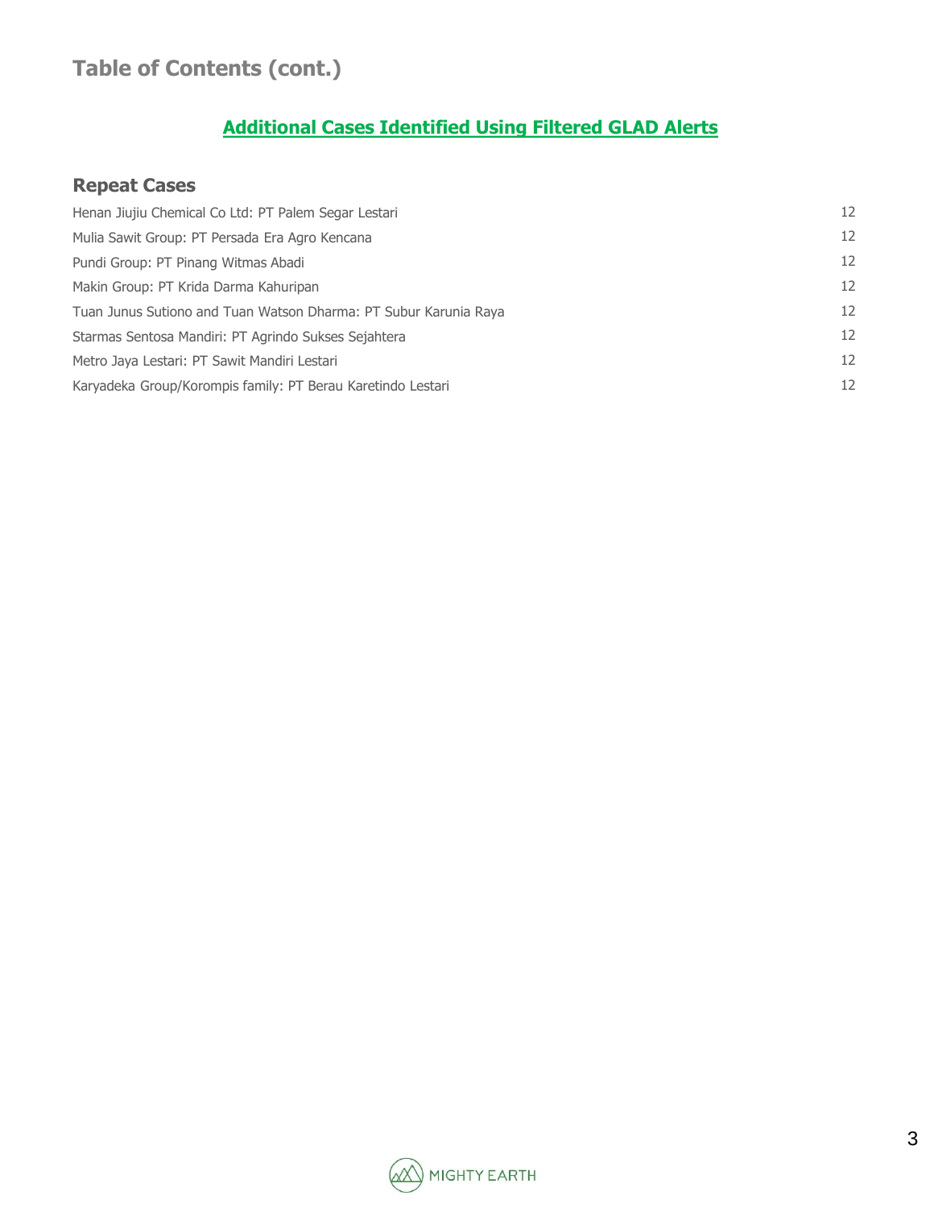# Table of Contents (cont.)

## Additional Cases Identified Using Filtered GLAD Alerts

### Repeat Cases

| | |
|---|---|
| Henan Jiujiu Chemical Co Ltd: PT Palem Segar Lestari | 12 |
| Mulia Sawit Group: PT Persada Era Agro Kencana | 12 |
| Pundi Group: PT Pinang Witmas Abadi | 12 |
| Makin Group: PT Krida Darma Kahuripan | 12 |
| Tuan Junus Sutiono and Tuan Watson Dharma: PT Subur Karunia Raya | 12 |
| Starmas Sentosa Mandiri: PT Agrindo Sukses Sejahtera | 12 |
| Metro Jaya Lestari: PT Sawit Mandiri Lestari | 12 |
| Karyadeka Group/Korompis family: PT Berau Karetindo Lestari | 12 |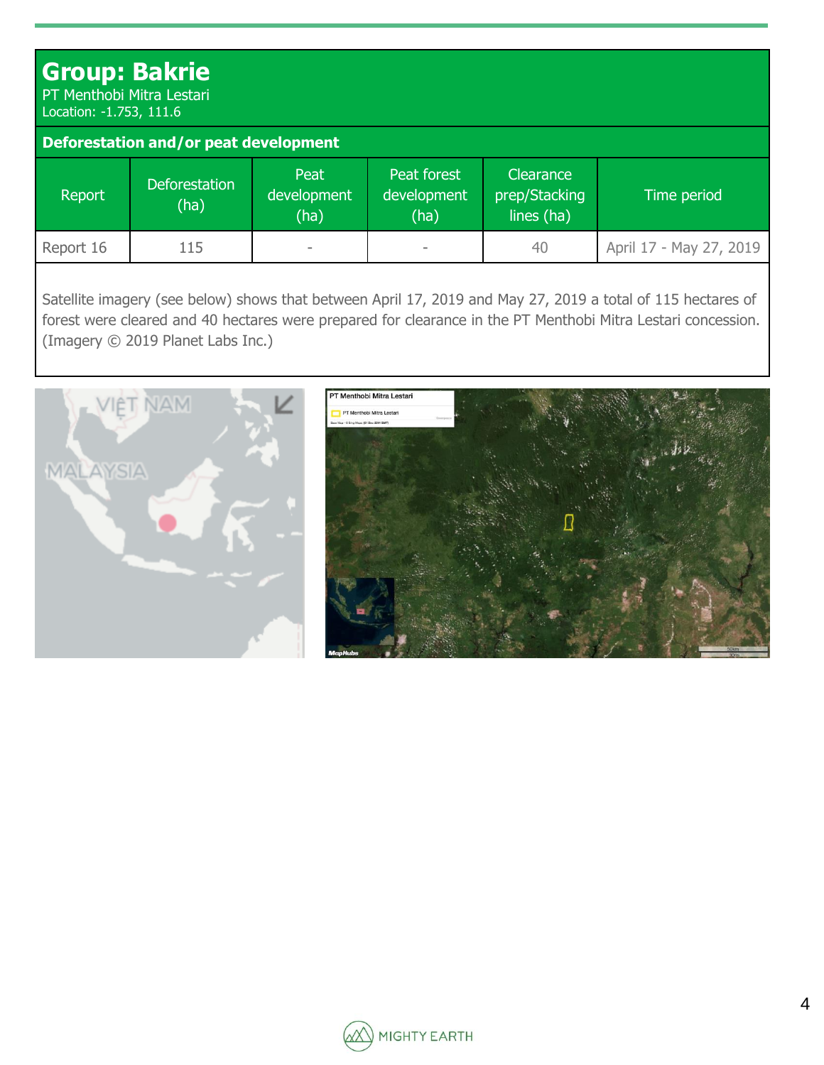# Group: Bakrie

PT Menthobi Mitra Lestari
Location: -1.753, 111.6

## Deforestation and/or peat development

| Report | Deforestation (ha) | Peat development (ha) | Peat forest development (ha) | Clearance prep/Stacking lines (ha) | Time period |
|---|---|---|---|---|---|
| Report 16 | 115 | - | - | 40 | April 17 - May 27, 2019 |

Satellite imagery (see below) shows that between April 17, 2019 and May 27, 2019 a total of 115 hectares of forest were cleared and 40 hectares were prepared for clearance in the PT Menthobi Mitra Lestari concession. (Imagery © 2019 Planet Labs Inc.)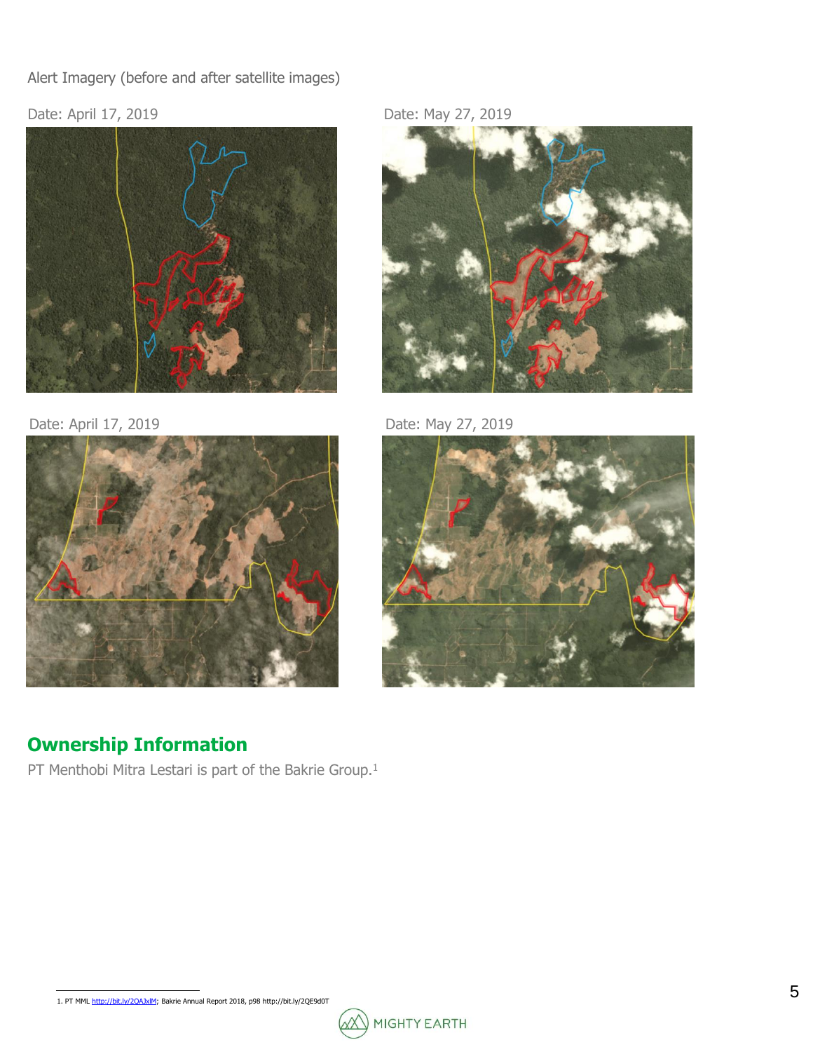Alert Imagery (before and after satellite images)

Date: April 17, 2019

Date: May 27, 2019

Date: April 17, 2019

Date: May 27, 2019

## Ownership Information

PT Menthobi Mitra Lestari is part of the Bakrie Group.[1]

1. PT MML http://bit.ly/2QAJxlM; Bakrie Annual Report 2018, p98 http://bit.ly/2QE9d0T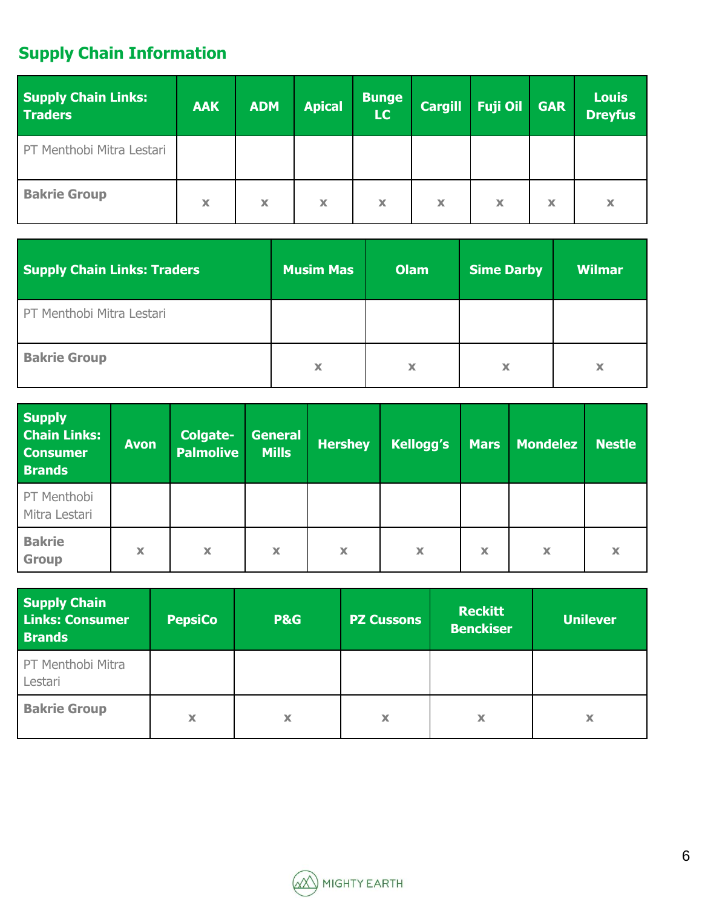## Supply Chain Information

| Supply Chain Links: Traders | AAK | ADM | Apical | Bunge LC | Cargill | Fuji Oil | GAR | Louis Dreyfus |
|---|---|---|---|---|---|---|---|---|
| PT Menthobi Mitra Lestari | | | | | | | | |
| **Bakrie Group** | x | x | x | x | x | x | x | x |

| Supply Chain Links: Traders | Musim Mas | Olam | Sime Darby | Wilmar |
|---|---|---|---|---|
| PT Menthobi Mitra Lestari | | | | |
| **Bakrie Group** | x | x | x | x |

| Supply Chain Links: Consumer Brands | Avon | Colgate-Palmolive | General Mills | Hershey | Kellogg's | Mars | Mondelez | Nestle |
|---|---|---|---|---|---|---|---|---|
| PT Menthobi Mitra Lestari | | | | | | | | |
| **Bakrie Group** | x | x | x | x | x | x | x | x |

| Supply Chain Links: Consumer Brands | PepsiCo | P&G | PZ Cussons | Reckitt Benckiser | Unilever |
|---|---|---|---|---|---|
| PT Menthobi Mitra Lestari | | | | | |
| **Bakrie Group** | x | x | x | x | x |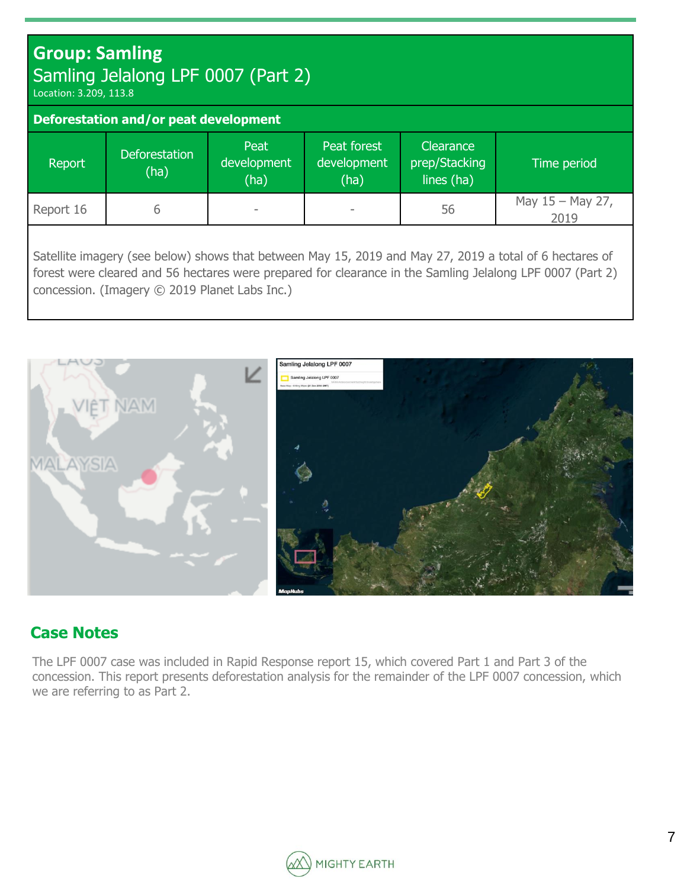## Group: Samling

Samling Jelalong LPF 0007 (Part 2)

Location: 3.209, 113.8

**Deforestation and/or peat development**

| Report | Deforestation (ha) | Peat development (ha) | Peat forest development (ha) | Clearance prep/Stacking lines (ha) | Time period |
|---|---|---|---|---|---|
| Report 16 | 6 | - | - | 56 | May 15 – May 27, 2019 |

Satellite imagery (see below) shows that between May 15, 2019 and May 27, 2019 a total of 6 hectares of forest were cleared and 56 hectares were prepared for clearance in the Samling Jelalong LPF 0007 (Part 2) concession. (Imagery © 2019 Planet Labs Inc.)

## Case Notes

The LPF 0007 case was included in Rapid Response report 15, which covered Part 1 and Part 3 of the concession. This report presents deforestation analysis for the remainder of the LPF 0007 concession, which we are referring to as Part 2.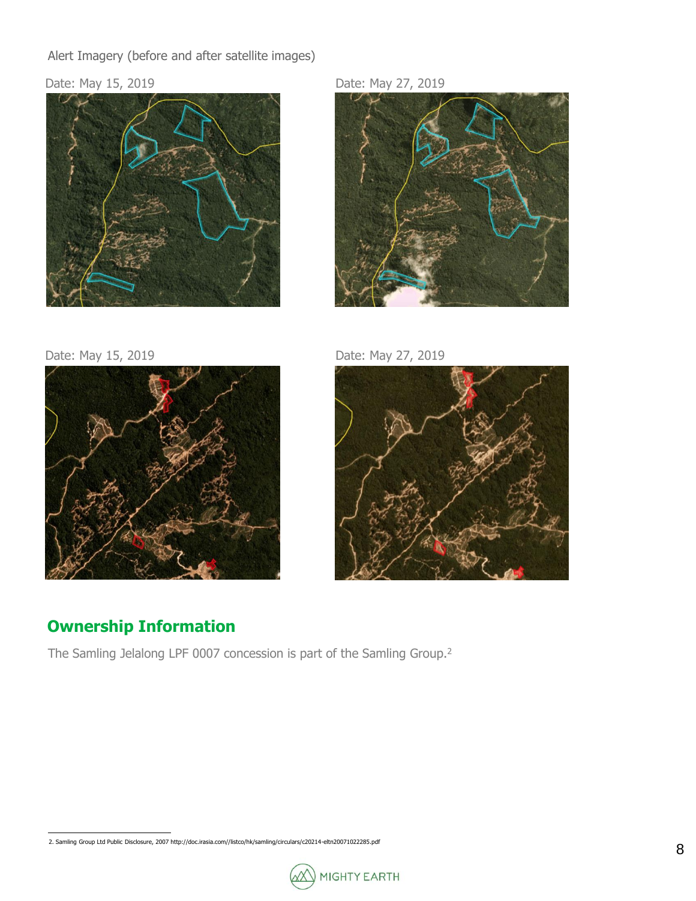Alert Imagery (before and after satellite images)

Date: May 15, 2019

Date: May 27, 2019

Date: May 15, 2019

Date: May 27, 2019

## Ownership Information

The Samling Jelalong LPF 0007 concession is part of the Samling Group.[2]

2. Samling Group Ltd Public Disclosure, 2007 http://doc.irasia.com//listco/hk/samling/circulars/c20214-eltn20071022285.pdf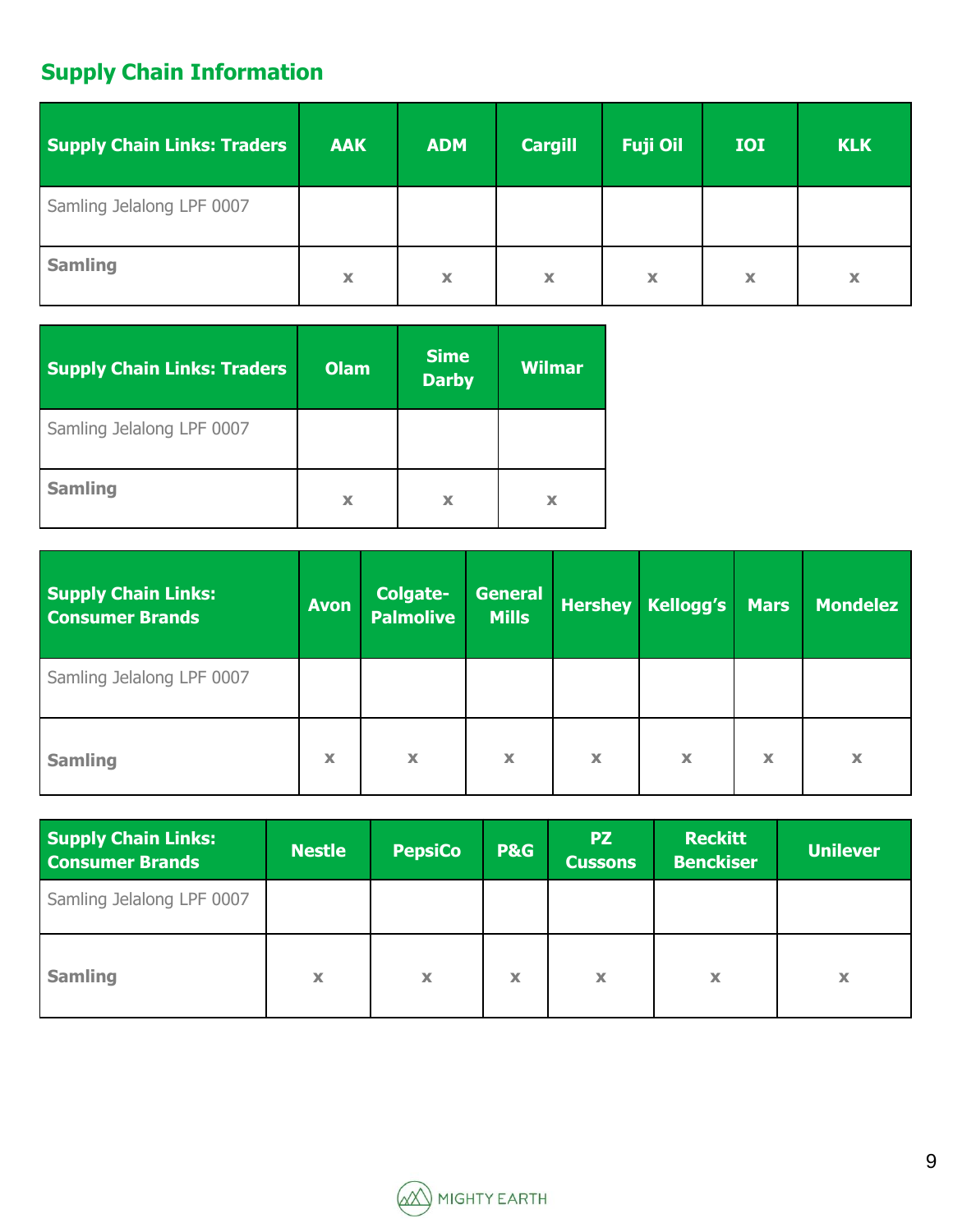## Supply Chain Information

| Supply Chain Links: Traders | AAK | ADM | Cargill | Fuji Oil | IOI | KLK |
|---|---|---|---|---|---|---|
| Samling Jelalong LPF 0007 | | | | | | |
| **Samling** | x | x | x | x | x | x |

| Supply Chain Links: Traders | Olam | Sime Darby | Wilmar |
|---|---|---|---|
| Samling Jelalong LPF 0007 | | | |
| **Samling** | x | x | x |

| Supply Chain Links: Consumer Brands | Avon | Colgate-Palmolive | General Mills | Hershey | Kellogg's | Mars | Mondelez |
|---|---|---|---|---|---|---|---|
| Samling Jelalong LPF 0007 | | | | | | | |
| **Samling** | x | x | x | x | x | x | x |

| Supply Chain Links: Consumer Brands | Nestle | PepsiCo | P&G | PZ Cussons | Reckitt Benckiser | Unilever |
|---|---|---|---|---|---|---|
| Samling Jelalong LPF 0007 | | | | | | |
| **Samling** | x | x | x | x | x | x |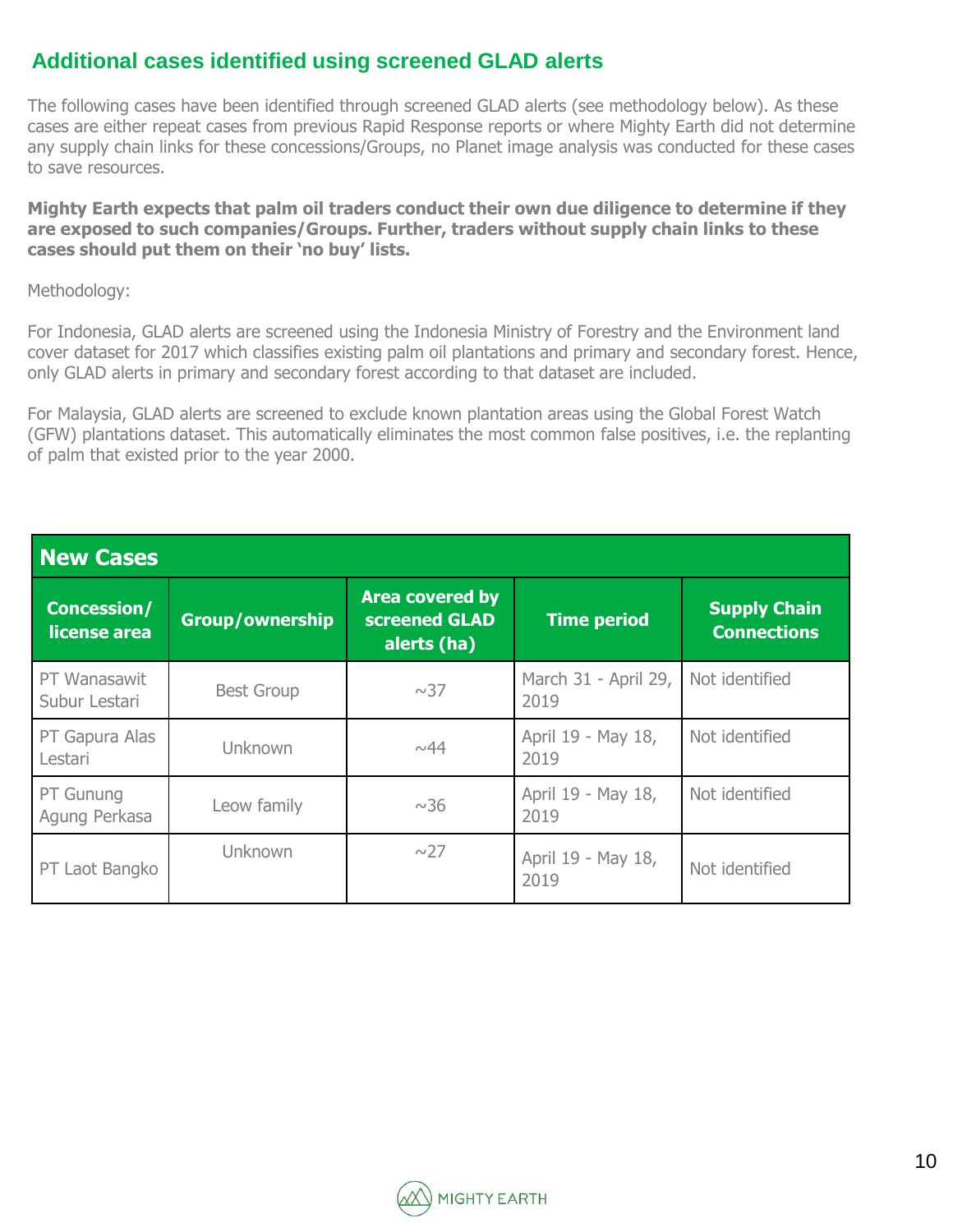## Additional cases identified using screened GLAD alerts

The following cases have been identified through screened GLAD alerts (see methodology below). As these cases are either repeat cases from previous Rapid Response reports or where Mighty Earth did not determine any supply chain links for these concessions/Groups, no Planet image analysis was conducted for these cases to save resources.

**Mighty Earth expects that palm oil traders conduct their own due diligence to determine if they are exposed to such companies/Groups. Further, traders without supply chain links to these cases should put them on their 'no buy' lists.**

Methodology:

For Indonesia, GLAD alerts are screened using the Indonesia Ministry of Forestry and the Environment land cover dataset for 2017 which classifies existing palm oil plantations and primary and secondary forest. Hence, only GLAD alerts in primary and secondary forest according to that dataset are included.

For Malaysia, GLAD alerts are screened to exclude known plantation areas using the Global Forest Watch (GFW) plantations dataset. This automatically eliminates the most common false positives, i.e. the replanting of palm that existed prior to the year 2000.

| New Cases | | | | |
|---|---|---|---|---|
| **Concession/ license area** | **Group/ownership** | **Area covered by screened GLAD alerts (ha)** | **Time period** | **Supply Chain Connections** |
| PT Wanasawit Subur Lestari | Best Group | ~37 | March 31 - April 29, 2019 | Not identified |
| PT Gapura Alas Lestari | Unknown | ~44 | April 19 - May 18, 2019 | Not identified |
| PT Gunung Agung Perkasa | Leow family | ~36 | April 19 - May 18, 2019 | Not identified |
| PT Laot Bangko | Unknown | ~27 | April 19 - May 18, 2019 | Not identified |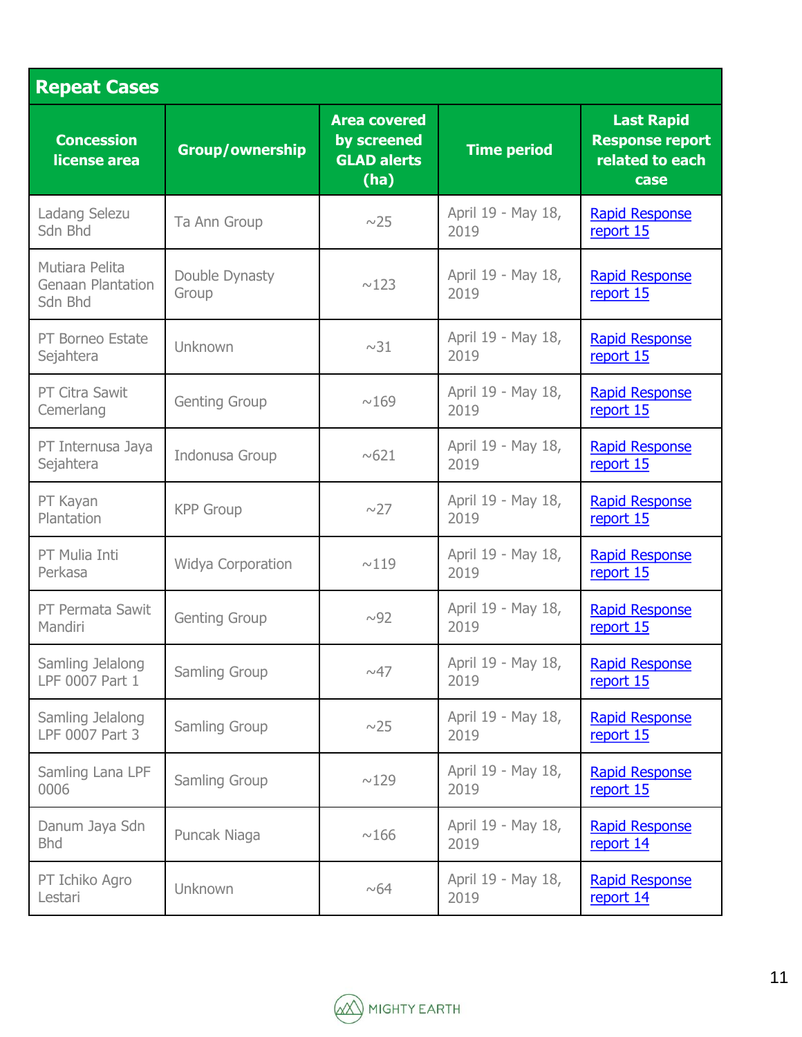## Repeat Cases

| Concession license area | Group/ownership | Area covered by screened GLAD alerts (ha) | Time period | Last Rapid Response report related to each case |
|---|---|---|---|---|
| Ladang Selezu Sdn Bhd | Ta Ann Group | ~25 | April 19 - May 18, 2019 | Rapid Response report 15 |
| Mutiara Pelita Genaan Plantation Sdn Bhd | Double Dynasty Group | ~123 | April 19 - May 18, 2019 | Rapid Response report 15 |
| PT Borneo Estate Sejahtera | Unknown | ~31 | April 19 - May 18, 2019 | Rapid Response report 15 |
| PT Citra Sawit Cemerlang | Genting Group | ~169 | April 19 - May 18, 2019 | Rapid Response report 15 |
| PT Internusa Jaya Sejahtera | Indonusa Group | ~621 | April 19 - May 18, 2019 | Rapid Response report 15 |
| PT Kayan Plantation | KPP Group | ~27 | April 19 - May 18, 2019 | Rapid Response report 15 |
| PT Mulia Inti Perkasa | Widya Corporation | ~119 | April 19 - May 18, 2019 | Rapid Response report 15 |
| PT Permata Sawit Mandiri | Genting Group | ~92 | April 19 - May 18, 2019 | Rapid Response report 15 |
| Samling Jelalong LPF 0007 Part 1 | Samling Group | ~47 | April 19 - May 18, 2019 | Rapid Response report 15 |
| Samling Jelalong LPF 0007 Part 3 | Samling Group | ~25 | April 19 - May 18, 2019 | Rapid Response report 15 |
| Samling Lana LPF 0006 | Samling Group | ~129 | April 19 - May 18, 2019 | Rapid Response report 15 |
| Danum Jaya Sdn Bhd | Puncak Niaga | ~166 | April 19 - May 18, 2019 | Rapid Response report 14 |
| PT Ichiko Agro Lestari | Unknown | ~64 | April 19 - May 18, 2019 | Rapid Response report 14 |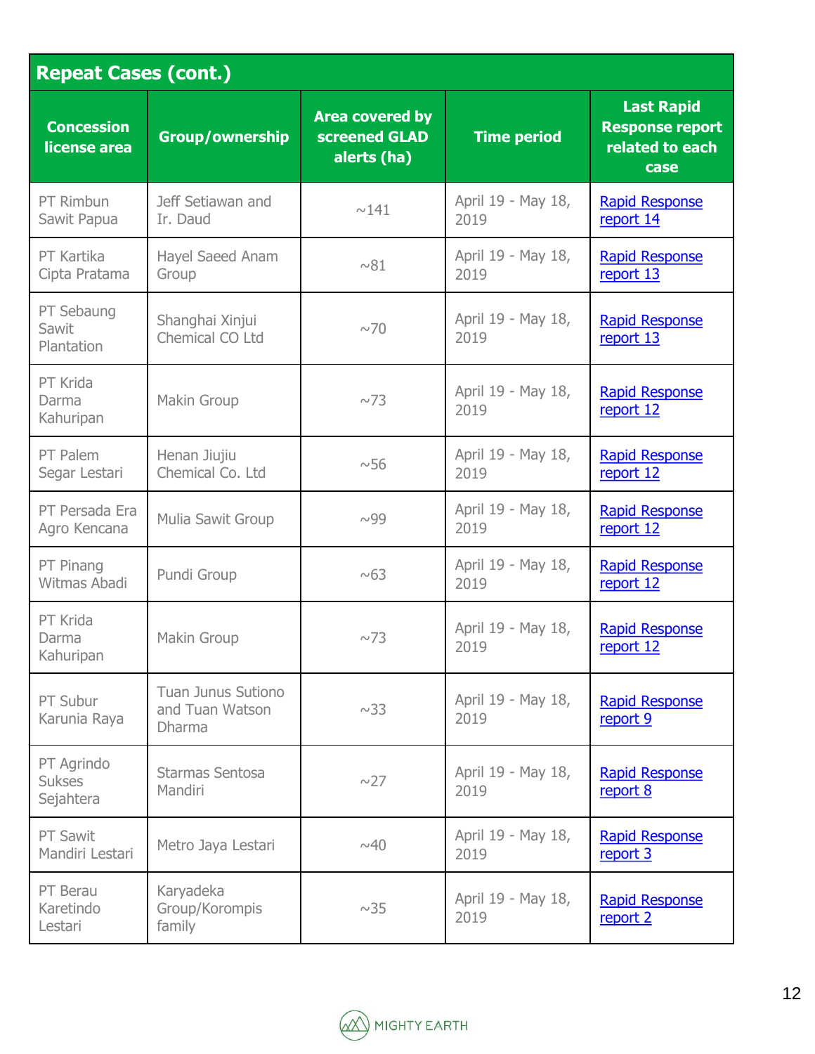| Repeat Cases (cont.) | | | | |
|---|---|---|---|---|
| **Concession license area** | **Group/ownership** | **Area covered by screened GLAD alerts (ha)** | **Time period** | **Last Rapid Response report related to each case** |
| PT Rimbun Sawit Papua | Jeff Setiawan and Ir. Daud | ~141 | April 19 - May 18, 2019 | Rapid Response report 14 |
| PT Kartika Cipta Pratama | Hayel Saeed Anam Group | ~81 | April 19 - May 18, 2019 | Rapid Response report 13 |
| PT Sebaung Sawit Plantation | Shanghai Xinjui Chemical CO Ltd | ~70 | April 19 - May 18, 2019 | Rapid Response report 13 |
| PT Krida Darma Kahuripan | Makin Group | ~73 | April 19 - May 18, 2019 | Rapid Response report 12 |
| PT Palem Segar Lestari | Henan Jiujiu Chemical Co. Ltd | ~56 | April 19 - May 18, 2019 | Rapid Response report 12 |
| PT Persada Era Agro Kencana | Mulia Sawit Group | ~99 | April 19 - May 18, 2019 | Rapid Response report 12 |
| PT Pinang Witmas Abadi | Pundi Group | ~63 | April 19 - May 18, 2019 | Rapid Response report 12 |
| PT Krida Darma Kahuripan | Makin Group | ~73 | April 19 - May 18, 2019 | Rapid Response report 12 |
| PT Subur Karunia Raya | Tuan Junus Sutiono and Tuan Watson Dharma | ~33 | April 19 - May 18, 2019 | Rapid Response report 9 |
| PT Agrindo Sukses Sejahtera | Starmas Sentosa Mandiri | ~27 | April 19 - May 18, 2019 | Rapid Response report 8 |
| PT Sawit Mandiri Lestari | Metro Jaya Lestari | ~40 | April 19 - May 18, 2019 | Rapid Response report 3 |
| PT Berau Karetindo Lestari | Karyadeka Group/Korompis family | ~35 | April 19 - May 18, 2019 | Rapid Response report 2 |